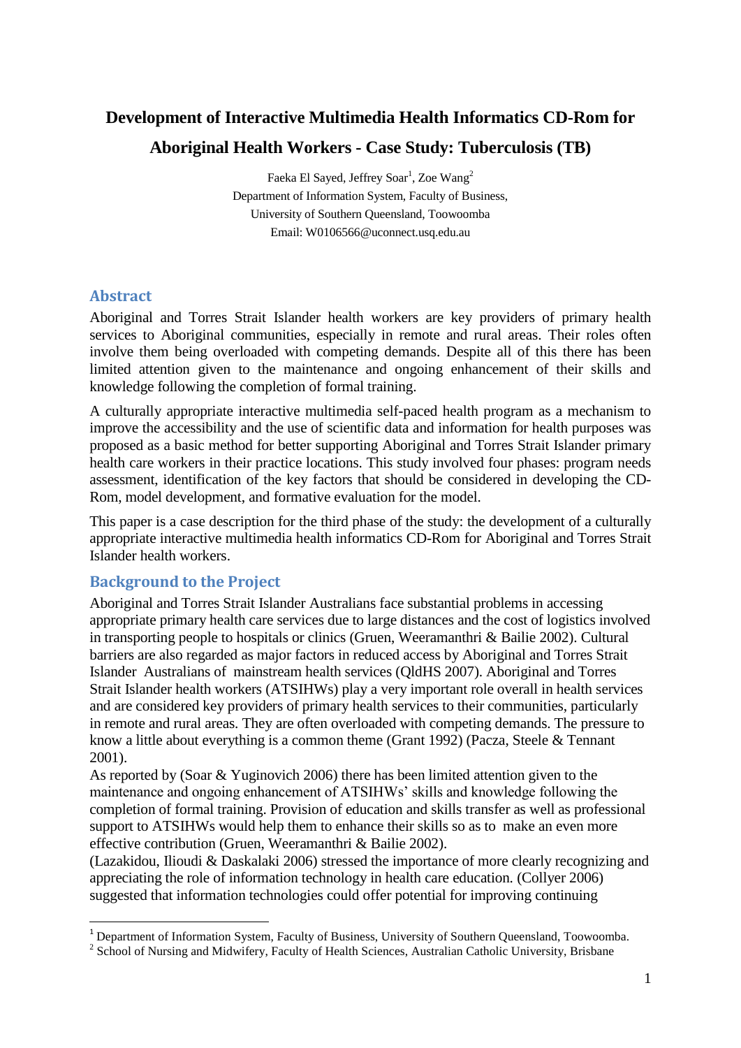# Development of Interactive Multimedia Health Informatics CD-Rom for Aboriginal Health Workers - Case Study: Tuberculosis (TB)

Faeka El Sayed, Jeffrey Soar[1], Zoe Wang[2]
Department of Information System, Faculty of Business,
University of Southern Queensland, Toowoomba
Email: W0106566@uconnect.usq.edu.au

## Abstract

Aboriginal and Torres Strait Islander health workers are key providers of primary health services to Aboriginal communities, especially in remote and rural areas. Their roles often involve them being overloaded with competing demands. Despite all of this there has been limited attention given to the maintenance and ongoing enhancement of their skills and knowledge following the completion of formal training.

A culturally appropriate interactive multimedia self-paced health program as a mechanism to improve the accessibility and the use of scientific data and information for health purposes was proposed as a basic method for better supporting Aboriginal and Torres Strait Islander primary health care workers in their practice locations. This study involved four phases: program needs assessment, identification of the key factors that should be considered in developing the CD-Rom, model development, and formative evaluation for the model.

This paper is a case description for the third phase of the study: the development of a culturally appropriate interactive multimedia health informatics CD-Rom for Aboriginal and Torres Strait Islander health workers.

## Background to the Project

Aboriginal and Torres Strait Islander Australians face substantial problems in accessing appropriate primary health care services due to large distances and the cost of logistics involved in transporting people to hospitals or clinics (Gruen, Weeramanthri & Bailie 2002). Cultural barriers are also regarded as major factors in reduced access by Aboriginal and Torres Strait Islander Australians of mainstream health services (QldHS 2007). Aboriginal and Torres Strait Islander health workers (ATSIHWs) play a very important role overall in health services and are considered key providers of primary health services to their communities, particularly in remote and rural areas. They are often overloaded with competing demands. The pressure to know a little about everything is a common theme (Grant 1992) (Pacza, Steele & Tennant 2001).

As reported by (Soar & Yuginovich 2006) there has been limited attention given to the maintenance and ongoing enhancement of ATSIHWs' skills and knowledge following the completion of formal training. Provision of education and skills transfer as well as professional support to ATSIHWs would help them to enhance their skills so as to make an even more effective contribution (Gruen, Weeramanthri & Bailie 2002).

(Lazakidou, Ilioudi & Daskalaki 2006) stressed the importance of more clearly recognizing and appreciating the role of information technology in health care education. (Collyer 2006) suggested that information technologies could offer potential for improving continuing

[1] Department of Information System, Faculty of Business, University of Southern Queensland, Toowoomba.

[2] School of Nursing and Midwifery, Faculty of Health Sciences, Australian Catholic University, Brisbane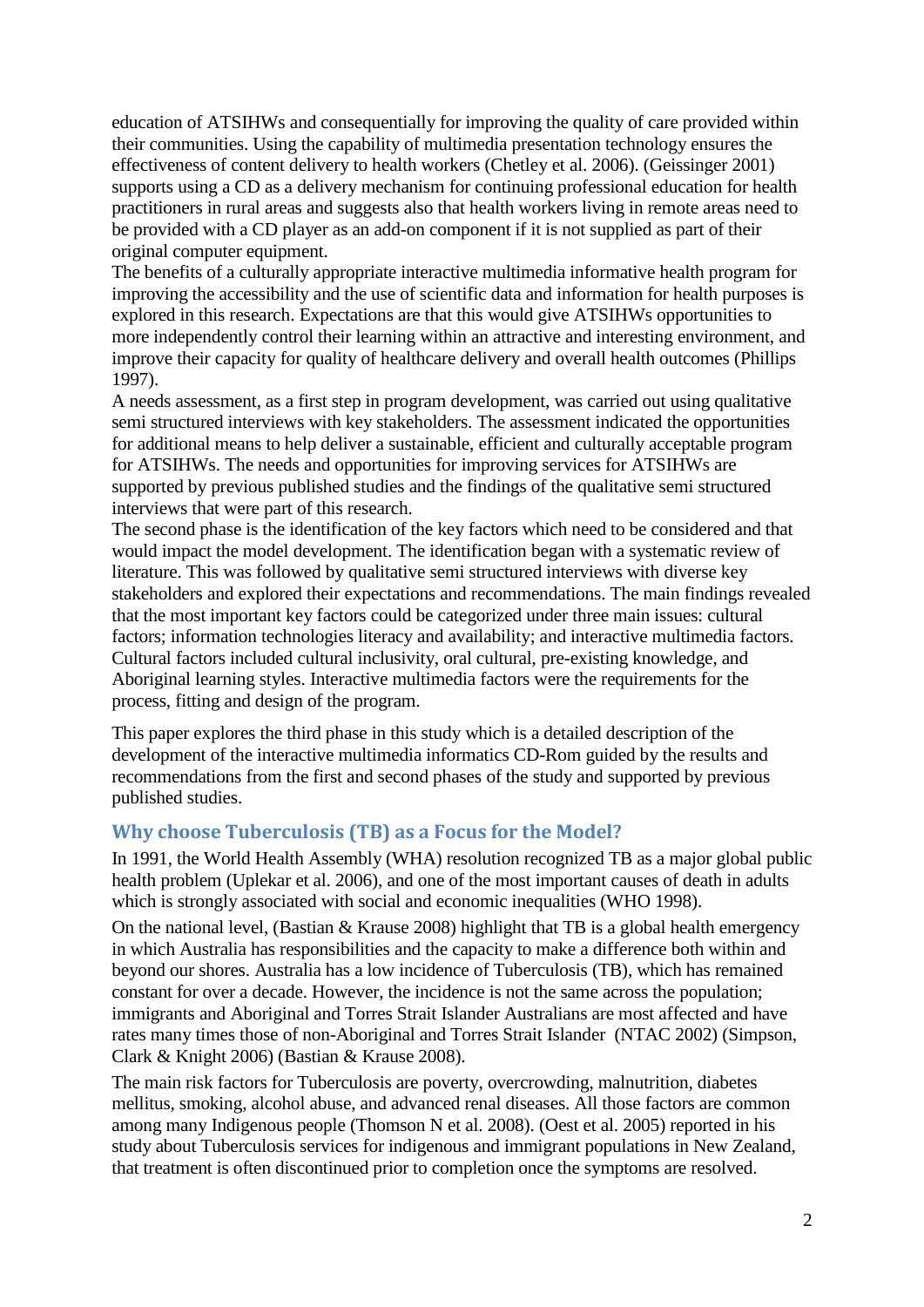education of ATSIHWs and consequentially for improving the quality of care provided within their communities. Using the capability of multimedia presentation technology ensures the effectiveness of content delivery to health workers (Chetley et al. 2006). (Geissinger 2001) supports using a CD as a delivery mechanism for continuing professional education for health practitioners in rural areas and suggests also that health workers living in remote areas need to be provided with a CD player as an add-on component if it is not supplied as part of their original computer equipment.

The benefits of a culturally appropriate interactive multimedia informative health program for improving the accessibility and the use of scientific data and information for health purposes is explored in this research. Expectations are that this would give ATSIHWs opportunities to more independently control their learning within an attractive and interesting environment, and improve their capacity for quality of healthcare delivery and overall health outcomes (Phillips 1997).

A needs assessment, as a first step in program development, was carried out using qualitative semi structured interviews with key stakeholders. The assessment indicated the opportunities for additional means to help deliver a sustainable, efficient and culturally acceptable program for ATSIHWs. The needs and opportunities for improving services for ATSIHWs are supported by previous published studies and the findings of the qualitative semi structured interviews that were part of this research.

The second phase is the identification of the key factors which need to be considered and that would impact the model development. The identification began with a systematic review of literature. This was followed by qualitative semi structured interviews with diverse key stakeholders and explored their expectations and recommendations. The main findings revealed that the most important key factors could be categorized under three main issues: cultural factors; information technologies literacy and availability; and interactive multimedia factors. Cultural factors included cultural inclusivity, oral cultural, pre-existing knowledge, and Aboriginal learning styles. Interactive multimedia factors were the requirements for the process, fitting and design of the program.

This paper explores the third phase in this study which is a detailed description of the development of the interactive multimedia informatics CD-Rom guided by the results and recommendations from the first and second phases of the study and supported by previous published studies.

## Why choose Tuberculosis (TB) as a Focus for the Model?

In 1991, the World Health Assembly (WHA) resolution recognized TB as a major global public health problem (Uplekar et al. 2006), and one of the most important causes of death in adults which is strongly associated with social and economic inequalities (WHO 1998).

On the national level, (Bastian & Krause 2008) highlight that TB is a global health emergency in which Australia has responsibilities and the capacity to make a difference both within and beyond our shores. Australia has a low incidence of Tuberculosis (TB), which has remained constant for over a decade. However, the incidence is not the same across the population; immigrants and Aboriginal and Torres Strait Islander Australians are most affected and have rates many times those of non-Aboriginal and Torres Strait Islander (NTAC 2002) (Simpson, Clark & Knight 2006) (Bastian & Krause 2008).

The main risk factors for Tuberculosis are poverty, overcrowding, malnutrition, diabetes mellitus, smoking, alcohol abuse, and advanced renal diseases. All those factors are common among many Indigenous people (Thomson N et al. 2008). (Oest et al. 2005) reported in his study about Tuberculosis services for indigenous and immigrant populations in New Zealand, that treatment is often discontinued prior to completion once the symptoms are resolved.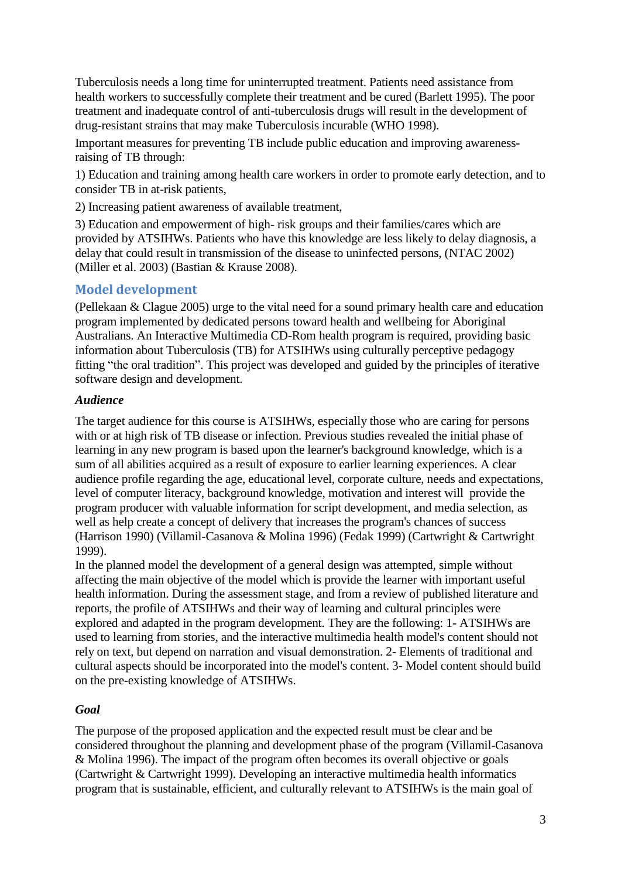Tuberculosis needs a long time for uninterrupted treatment. Patients need assistance from health workers to successfully complete their treatment and be cured (Barlett 1995). The poor treatment and inadequate control of anti-tuberculosis drugs will result in the development of drug-resistant strains that may make Tuberculosis incurable (WHO 1998).

Important measures for preventing TB include public education and improving awareness-raising of TB through:

1) Education and training among health care workers in order to promote early detection, and to consider TB in at-risk patients,

2) Increasing patient awareness of available treatment,

3) Education and empowerment of high- risk groups and their families/cares which are provided by ATSIHWs. Patients who have this knowledge are less likely to delay diagnosis, a delay that could result in transmission of the disease to uninfected persons, (NTAC 2002) (Miller et al. 2003) (Bastian & Krause 2008).

## Model development

(Pellekaan & Clague 2005) urge to the vital need for a sound primary health care and education program implemented by dedicated persons toward health and wellbeing for Aboriginal Australians. An Interactive Multimedia CD-Rom health program is required, providing basic information about Tuberculosis (TB) for ATSIHWs using culturally perceptive pedagogy fitting "the oral tradition". This project was developed and guided by the principles of iterative software design and development.

### *Audience*

The target audience for this course is ATSIHWs, especially those who are caring for persons with or at high risk of TB disease or infection. Previous studies revealed the initial phase of learning in any new program is based upon the learner's background knowledge, which is a sum of all abilities acquired as a result of exposure to earlier learning experiences. A clear audience profile regarding the age, educational level, corporate culture, needs and expectations, level of computer literacy, background knowledge, motivation and interest will provide the program producer with valuable information for script development, and media selection, as well as help create a concept of delivery that increases the program's chances of success (Harrison 1990) (Villamil-Casanova & Molina 1996) (Fedak 1999) (Cartwright & Cartwright 1999).

In the planned model the development of a general design was attempted, simple without affecting the main objective of the model which is provide the learner with important useful health information. During the assessment stage, and from a review of published literature and reports, the profile of ATSIHWs and their way of learning and cultural principles were explored and adapted in the program development. They are the following: 1- ATSIHWs are used to learning from stories, and the interactive multimedia health model's content should not rely on text, but depend on narration and visual demonstration. 2- Elements of traditional and cultural aspects should be incorporated into the model's content. 3- Model content should build on the pre-existing knowledge of ATSIHWs.

### *Goal*

The purpose of the proposed application and the expected result must be clear and be considered throughout the planning and development phase of the program (Villamil-Casanova & Molina 1996). The impact of the program often becomes its overall objective or goals (Cartwright & Cartwright 1999). Developing an interactive multimedia health informatics program that is sustainable, efficient, and culturally relevant to ATSIHWs is the main goal of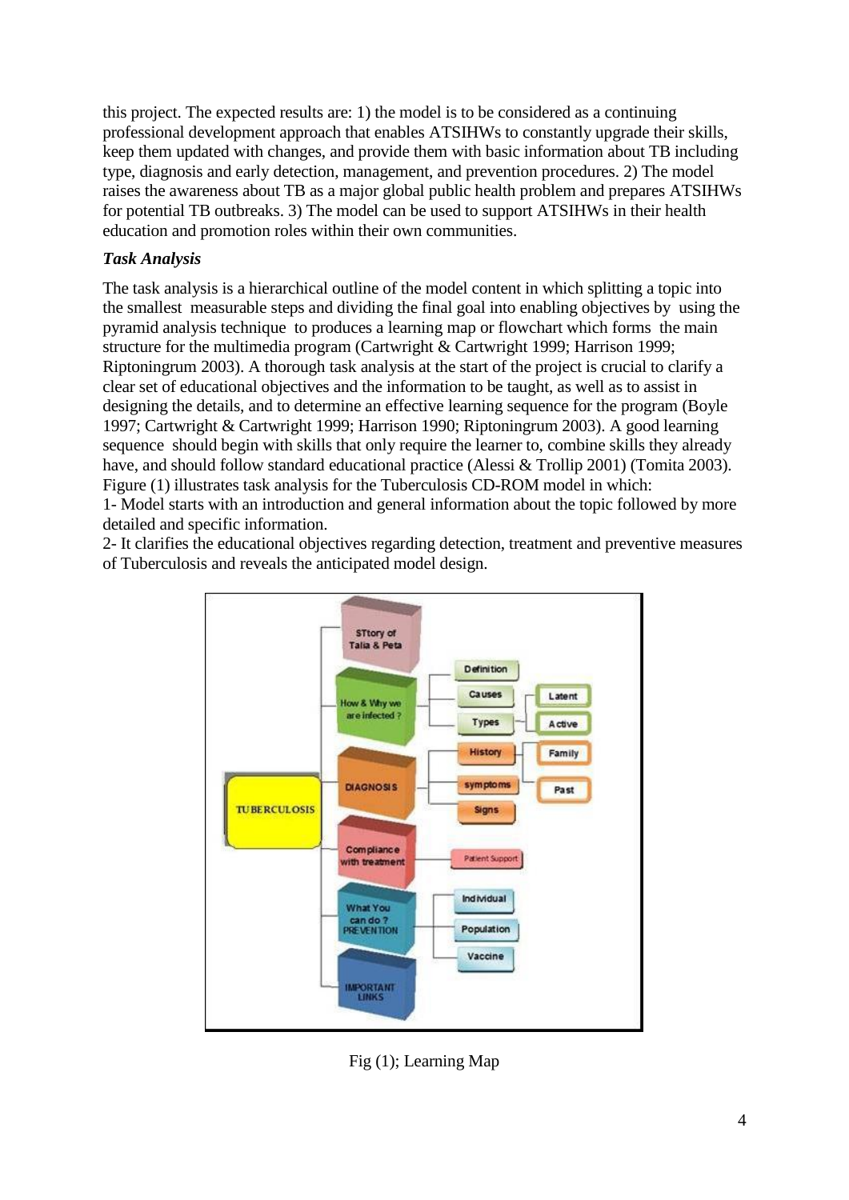this project. The expected results are: 1) the model is to be considered as a continuing professional development approach that enables ATSIHWs to constantly upgrade their skills, keep them updated with changes, and provide them with basic information about TB including type, diagnosis and early detection, management, and prevention procedures. 2) The model raises the awareness about TB as a major global public health problem and prepares ATSIHWs for potential TB outbreaks. 3) The model can be used to support ATSIHWs in their health education and promotion roles within their own communities.

### *Task Analysis*

The task analysis is a hierarchical outline of the model content in which splitting a topic into the smallest measurable steps and dividing the final goal into enabling objectives by using the pyramid analysis technique to produces a learning map or flowchart which forms the main structure for the multimedia program (Cartwright & Cartwright 1999; Harrison 1999; Riptoningrum 2003). A thorough task analysis at the start of the project is crucial to clarify a clear set of educational objectives and the information to be taught, as well as to assist in designing the details, and to determine an effective learning sequence for the program (Boyle 1997; Cartwright & Cartwright 1999; Harrison 1990; Riptoningrum 2003). A good learning sequence should begin with skills that only require the learner to, combine skills they already have, and should follow standard educational practice (Alessi & Trollip 2001) (Tomita 2003). Figure (1) illustrates task analysis for the Tuberculosis CD-ROM model in which:

1- Model starts with an introduction and general information about the topic followed by more detailed and specific information.

2- It clarifies the educational objectives regarding detection, treatment and preventive measures of Tuberculosis and reveals the anticipated model design.

Fig (1); Learning Map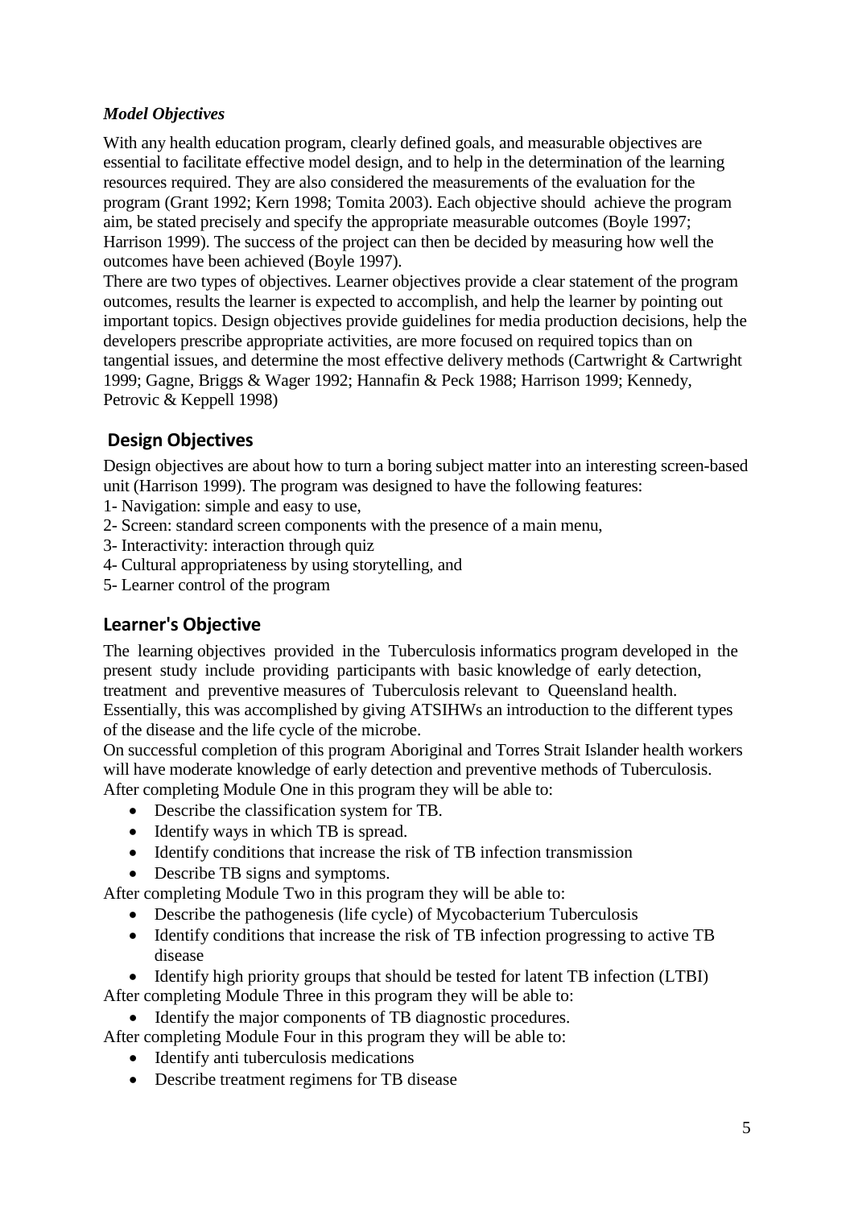### *Model Objectives*

With any health education program, clearly defined goals, and measurable objectives are essential to facilitate effective model design, and to help in the determination of the learning resources required. They are also considered the measurements of the evaluation for the program (Grant 1992; Kern 1998; Tomita 2003). Each objective should achieve the program aim, be stated precisely and specify the appropriate measurable outcomes (Boyle 1997; Harrison 1999). The success of the project can then be decided by measuring how well the outcomes have been achieved (Boyle 1997).

There are two types of objectives. Learner objectives provide a clear statement of the program outcomes, results the learner is expected to accomplish, and help the learner by pointing out important topics. Design objectives provide guidelines for media production decisions, help the developers prescribe appropriate activities, are more focused on required topics than on tangential issues, and determine the most effective delivery methods (Cartwright & Cartwright 1999; Gagne, Briggs & Wager 1992; Hannafin & Peck 1988; Harrison 1999; Kennedy, Petrovic & Keppell 1998)

## Design Objectives

Design objectives are about how to turn a boring subject matter into an interesting screen-based unit (Harrison 1999). The program was designed to have the following features:

1- Navigation: simple and easy to use,

2- Screen: standard screen components with the presence of a main menu,

3- Interactivity: interaction through quiz

4- Cultural appropriateness by using storytelling, and

5- Learner control of the program

## Learner's Objective

The learning objectives provided in the Tuberculosis informatics program developed in the present study include providing participants with basic knowledge of early detection, treatment and preventive measures of Tuberculosis relevant to Queensland health. Essentially, this was accomplished by giving ATSIHWs an introduction to the different types of the disease and the life cycle of the microbe.

On successful completion of this program Aboriginal and Torres Strait Islander health workers will have moderate knowledge of early detection and preventive methods of Tuberculosis.

After completing Module One in this program they will be able to:

- Describe the classification system for TB.
- Identify ways in which TB is spread.
- Identify conditions that increase the risk of TB infection transmission
- Describe TB signs and symptoms.

After completing Module Two in this program they will be able to:

- Describe the pathogenesis (life cycle) of Mycobacterium Tuberculosis
- Identify conditions that increase the risk of TB infection progressing to active TB disease
- Identify high priority groups that should be tested for latent TB infection (LTBI)

After completing Module Three in this program they will be able to:

- Identify the major components of TB diagnostic procedures.

After completing Module Four in this program they will be able to:

- Identify anti tuberculosis medications
- Describe treatment regimens for TB disease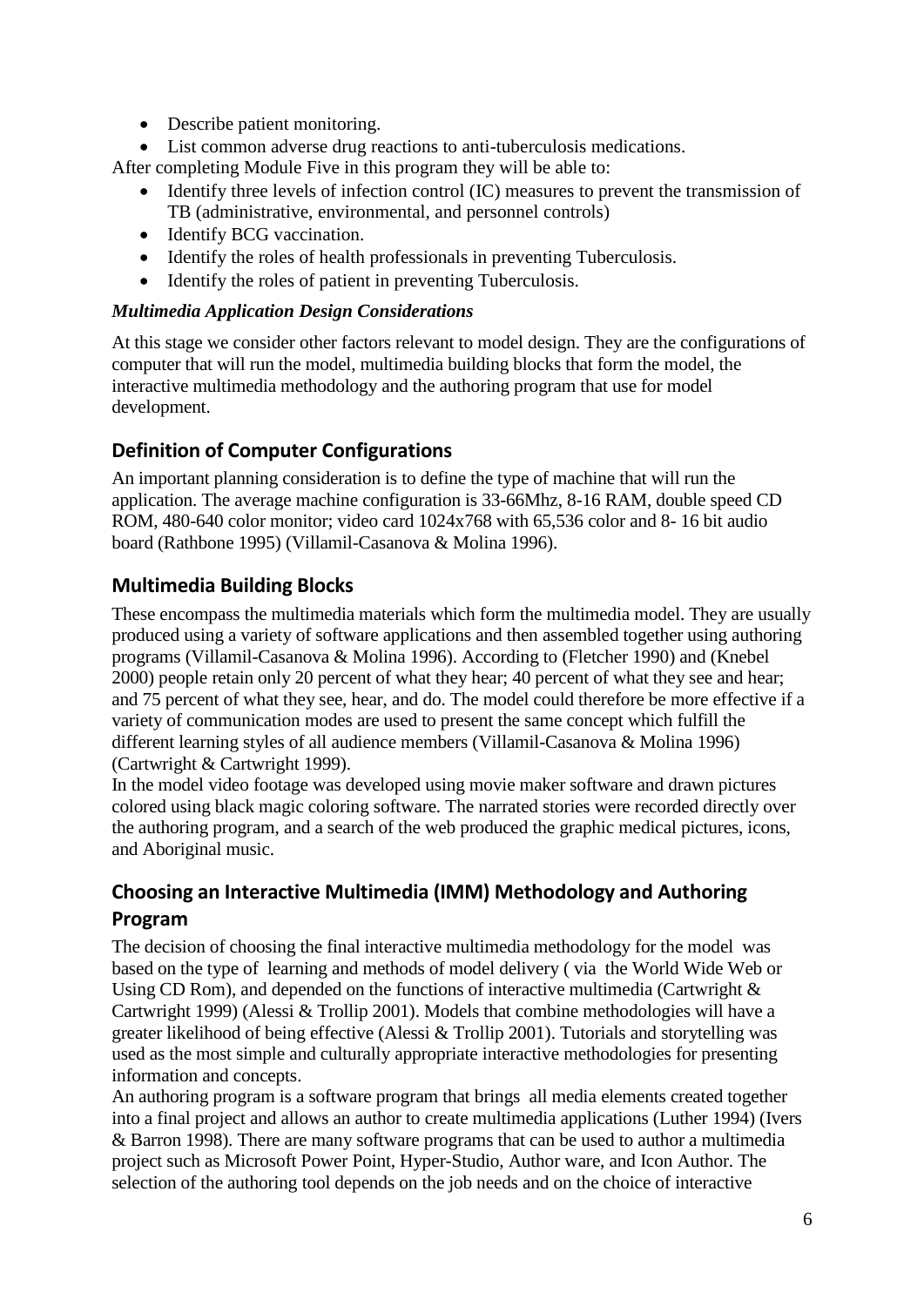- Describe patient monitoring.
- List common adverse drug reactions to anti-tuberculosis medications.

After completing Module Five in this program they will be able to:

- Identify three levels of infection control (IC) measures to prevent the transmission of TB (administrative, environmental, and personnel controls)
- Identify BCG vaccination.
- Identify the roles of health professionals in preventing Tuberculosis.
- Identify the roles of patient in preventing Tuberculosis.

***Multimedia Application Design Considerations***

At this stage we consider other factors relevant to model design. They are the configurations of computer that will run the model, multimedia building blocks that form the model, the interactive multimedia methodology and the authoring program that use for model development.

## Definition of Computer Configurations

An important planning consideration is to define the type of machine that will run the application. The average machine configuration is 33-66Mhz, 8-16 RAM, double speed CD ROM, 480-640 color monitor; video card 1024x768 with 65,536 color and 8- 16 bit audio board (Rathbone 1995) (Villamil-Casanova & Molina 1996).

## Multimedia Building Blocks

These encompass the multimedia materials which form the multimedia model. They are usually produced using a variety of software applications and then assembled together using authoring programs (Villamil-Casanova & Molina 1996). According to (Fletcher 1990) and (Knebel 2000) people retain only 20 percent of what they hear; 40 percent of what they see and hear; and 75 percent of what they see, hear, and do. The model could therefore be more effective if a variety of communication modes are used to present the same concept which fulfill the different learning styles of all audience members (Villamil-Casanova & Molina 1996) (Cartwright & Cartwright 1999).

In the model video footage was developed using movie maker software and drawn pictures colored using black magic coloring software. The narrated stories were recorded directly over the authoring program, and a search of the web produced the graphic medical pictures, icons, and Aboriginal music.

## Choosing an Interactive Multimedia (IMM) Methodology and Authoring Program

The decision of choosing the final interactive multimedia methodology for the model was based on the type of learning and methods of model delivery ( via the World Wide Web or Using CD Rom), and depended on the functions of interactive multimedia (Cartwright & Cartwright 1999) (Alessi & Trollip 2001). Models that combine methodologies will have a greater likelihood of being effective (Alessi & Trollip 2001). Tutorials and storytelling was used as the most simple and culturally appropriate interactive methodologies for presenting information and concepts.

An authoring program is a software program that brings all media elements created together into a final project and allows an author to create multimedia applications (Luther 1994) (Ivers & Barron 1998). There are many software programs that can be used to author a multimedia project such as Microsoft Power Point, Hyper-Studio, Author ware, and Icon Author. The selection of the authoring tool depends on the job needs and on the choice of interactive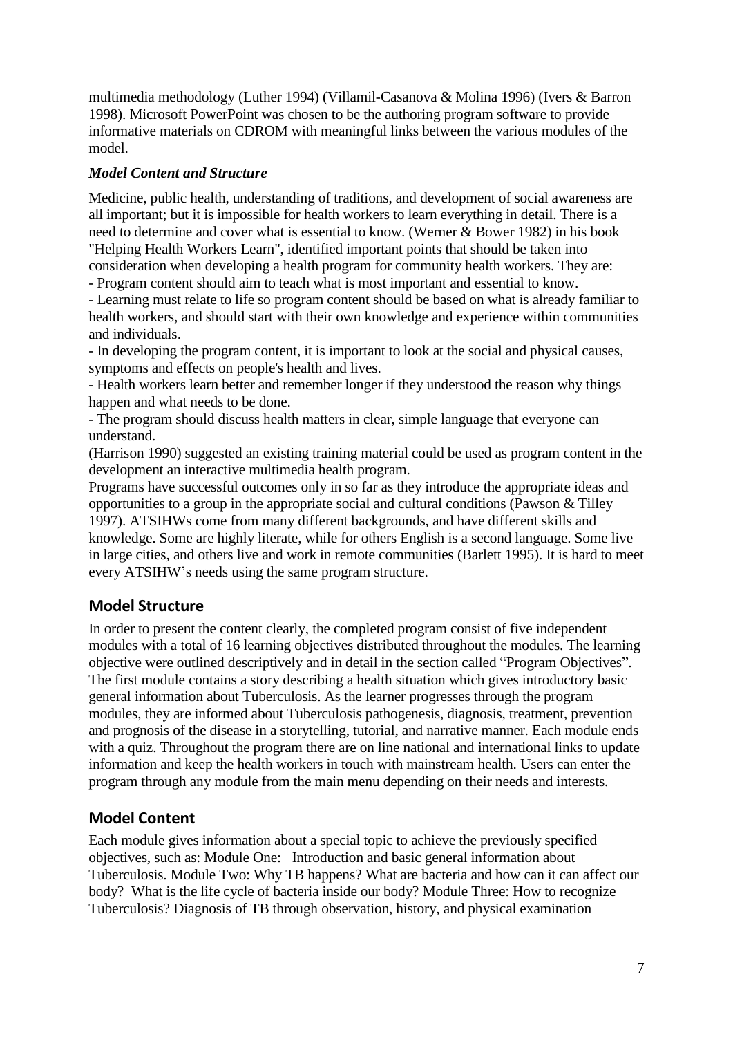multimedia methodology (Luther 1994) (Villamil-Casanova & Molina 1996) (Ivers & Barron 1998). Microsoft PowerPoint was chosen to be the authoring program software to provide informative materials on CDROM with meaningful links between the various modules of the model.

### *Model Content and Structure*

Medicine, public health, understanding of traditions, and development of social awareness are all important; but it is impossible for health workers to learn everything in detail. There is a need to determine and cover what is essential to know. (Werner & Bower 1982) in his book "Helping Health Workers Learn", identified important points that should be taken into consideration when developing a health program for community health workers. They are:

- Program content should aim to teach what is most important and essential to know.
- Learning must relate to life so program content should be based on what is already familiar to health workers, and should start with their own knowledge and experience within communities and individuals.
- In developing the program content, it is important to look at the social and physical causes, symptoms and effects on people's health and lives.
- Health workers learn better and remember longer if they understood the reason why things happen and what needs to be done.
- The program should discuss health matters in clear, simple language that everyone can understand.

(Harrison 1990) suggested an existing training material could be used as program content in the development an interactive multimedia health program.

Programs have successful outcomes only in so far as they introduce the appropriate ideas and opportunities to a group in the appropriate social and cultural conditions (Pawson & Tilley 1997). ATSIHWs come from many different backgrounds, and have different skills and knowledge. Some are highly literate, while for others English is a second language. Some live in large cities, and others live and work in remote communities (Barlett 1995). It is hard to meet every ATSIHW's needs using the same program structure.

## Model Structure

In order to present the content clearly, the completed program consist of five independent modules with a total of 16 learning objectives distributed throughout the modules. The learning objective were outlined descriptively and in detail in the section called "Program Objectives". The first module contains a story describing a health situation which gives introductory basic general information about Tuberculosis. As the learner progresses through the program modules, they are informed about Tuberculosis pathogenesis, diagnosis, treatment, prevention and prognosis of the disease in a storytelling, tutorial, and narrative manner. Each module ends with a quiz. Throughout the program there are on line national and international links to update information and keep the health workers in touch with mainstream health. Users can enter the program through any module from the main menu depending on their needs and interests.

## Model Content

Each module gives information about a special topic to achieve the previously specified objectives, such as: Module One: Introduction and basic general information about Tuberculosis. Module Two: Why TB happens? What are bacteria and how can it can affect our body? What is the life cycle of bacteria inside our body? Module Three: How to recognize Tuberculosis? Diagnosis of TB through observation, history, and physical examination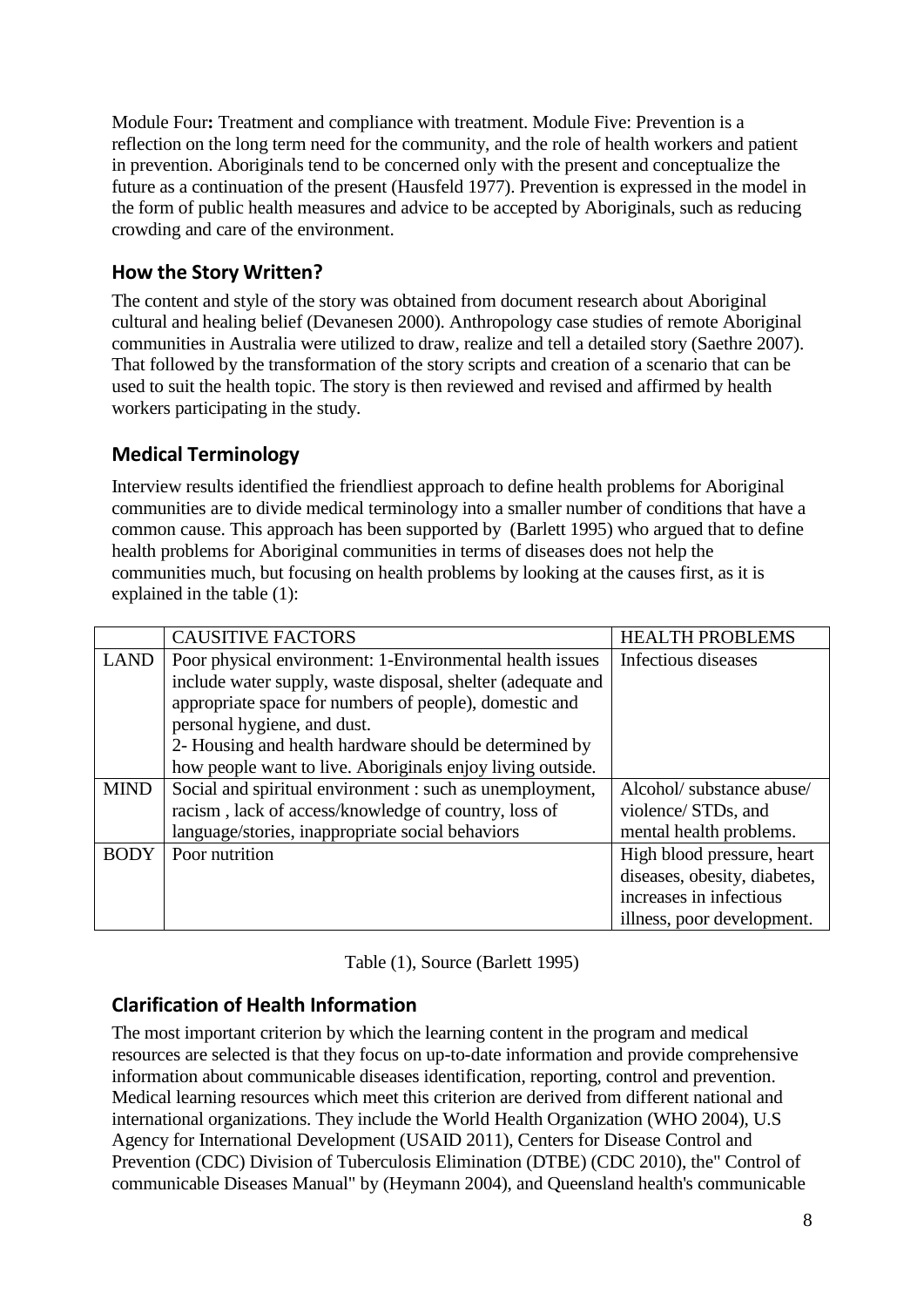Module Four**:** Treatment and compliance with treatment. Module Five: Prevention is a reflection on the long term need for the community, and the role of health workers and patient in prevention. Aboriginals tend to be concerned only with the present and conceptualize the future as a continuation of the present (Hausfeld 1977). Prevention is expressed in the model in the form of public health measures and advice to be accepted by Aboriginals, such as reducing crowding and care of the environment.

## How the Story Written?

The content and style of the story was obtained from document research about Aboriginal cultural and healing belief (Devanesen 2000). Anthropology case studies of remote Aboriginal communities in Australia were utilized to draw, realize and tell a detailed story (Saethre 2007). That followed by the transformation of the story scripts and creation of a scenario that can be used to suit the health topic. The story is then reviewed and revised and affirmed by health workers participating in the study.

## Medical Terminology

Interview results identified the friendliest approach to define health problems for Aboriginal communities are to divide medical terminology into a smaller number of conditions that have a common cause. This approach has been supported by (Barlett 1995) who argued that to define health problems for Aboriginal communities in terms of diseases does not help the communities much, but focusing on health problems by looking at the causes first, as it is explained in the table (1):

| | CAUSITIVE FACTORS | HEALTH PROBLEMS |
|---|---|---|
| LAND | Poor physical environment: 1-Environmental health issues include water supply, waste disposal, shelter (adequate and appropriate space for numbers of people), domestic and personal hygiene, and dust.<br>2- Housing and health hardware should be determined by how people want to live. Aboriginals enjoy living outside. | Infectious diseases |
| MIND | Social and spiritual environment : such as unemployment, racism , lack of access/knowledge of country, loss of language/stories, inappropriate social behaviors | Alcohol/ substance abuse/ violence/ STDs, and mental health problems. |
| BODY | Poor nutrition | High blood pressure, heart diseases, obesity, diabetes, increases in infectious illness, poor development. |

Table (1), Source (Barlett 1995)

## Clarification of Health Information

The most important criterion by which the learning content in the program and medical resources are selected is that they focus on up-to-date information and provide comprehensive information about communicable diseases identification, reporting, control and prevention. Medical learning resources which meet this criterion are derived from different national and international organizations. They include the World Health Organization (WHO 2004), U.S Agency for International Development (USAID 2011), Centers for Disease Control and Prevention (CDC) Division of Tuberculosis Elimination (DTBE) (CDC 2010), the" Control of communicable Diseases Manual" by (Heymann 2004), and Queensland health's communicable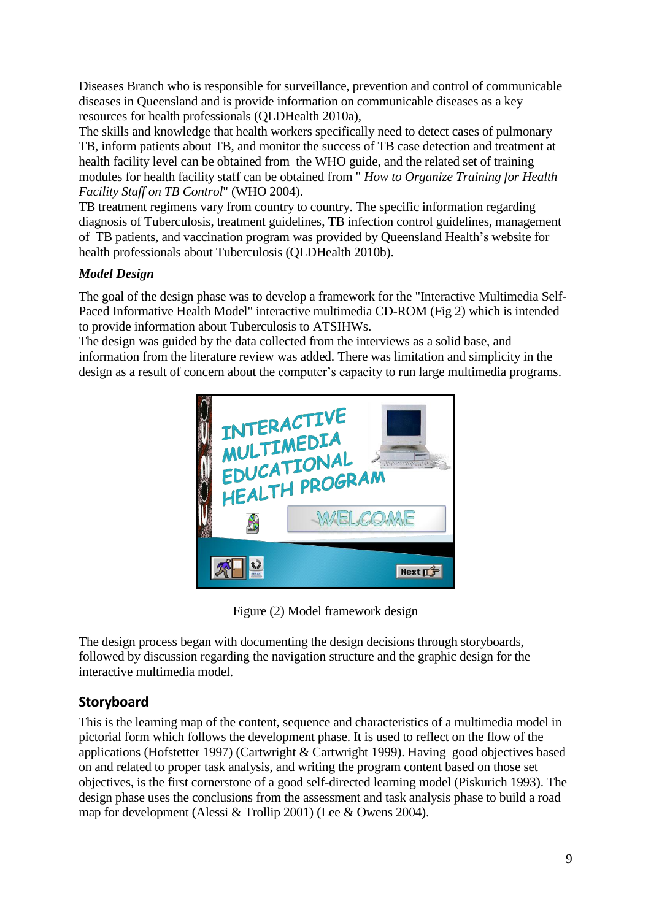Diseases Branch who is responsible for surveillance, prevention and control of communicable diseases in Queensland and is provide information on communicable diseases as a key resources for health professionals (QLDHealth 2010a),

The skills and knowledge that health workers specifically need to detect cases of pulmonary TB, inform patients about TB, and monitor the success of TB case detection and treatment at health facility level can be obtained from the WHO guide, and the related set of training modules for health facility staff can be obtained from " *How to Organize Training for Health Facility Staff on TB Control*" (WHO 2004).

TB treatment regimens vary from country to country. The specific information regarding diagnosis of Tuberculosis, treatment guidelines, TB infection control guidelines, management of TB patients, and vaccination program was provided by Queensland Health's website for health professionals about Tuberculosis (QLDHealth 2010b).

### *Model Design*

The goal of the design phase was to develop a framework for the "Interactive Multimedia Self-Paced Informative Health Model" interactive multimedia CD-ROM (Fig 2) which is intended to provide information about Tuberculosis to ATSIHWs.

The design was guided by the data collected from the interviews as a solid base, and information from the literature review was added. There was limitation and simplicity in the design as a result of concern about the computer's capacity to run large multimedia programs.

Figure (2) Model framework design

The design process began with documenting the design decisions through storyboards, followed by discussion regarding the navigation structure and the graphic design for the interactive multimedia model.

## Storyboard

This is the learning map of the content, sequence and characteristics of a multimedia model in pictorial form which follows the development phase. It is used to reflect on the flow of the applications (Hofstetter 1997) (Cartwright & Cartwright 1999). Having good objectives based on and related to proper task analysis, and writing the program content based on those set objectives, is the first cornerstone of a good self-directed learning model (Piskurich 1993). The design phase uses the conclusions from the assessment and task analysis phase to build a road map for development (Alessi & Trollip 2001) (Lee & Owens 2004).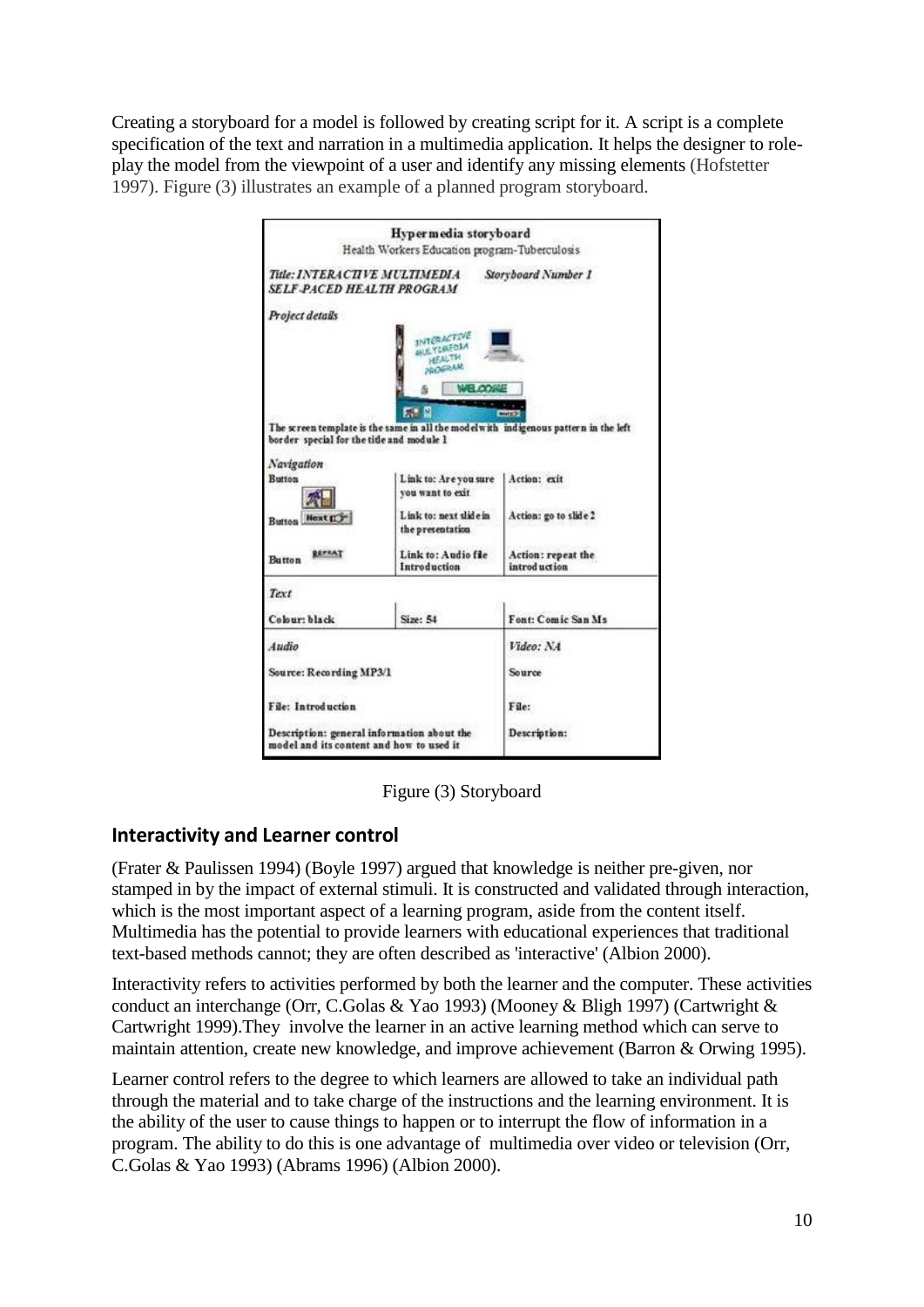Creating a storyboard for a model is followed by creating script for it. A script is a complete specification of the text and narration in a multimedia application. It helps the designer to role-play the model from the viewpoint of a user and identify any missing elements (Hofstetter 1997). Figure (3) illustrates an example of a planned program storyboard.

**Hypermedia storyboard**
Health Workers Education program-Tuberculosis

*Title: INTERACTIVE MULTIMEDIA SELF-PACED HEALTH PROGRAM* — *Storyboard Number 1*

*Project details*

The screen template is the same in all the model with indigenous pattern in the left border special for the title and module 1

*Navigation*

| Button | Link to: Are you sure you want to exit | Action: exit |
| --- | --- | --- |
| Button Next | Link to: next slide in the presentation | Action: go to slide 2 |
| Button REPEAT | Link to: Audio file Introduction | Action: repeat the introduction |

*Text*

| Colour: black | Size: 54 | Font: Comic San Ms |
| --- | --- | --- |

| *Audio* | *Video: NA* |
| --- | --- |
| Source: Recording MP3/1 | Source |
| File: Introduction | File: |
| Description: general information about the model and its content and how to used it | Description: |

Figure (3) Storyboard

## Interactivity and Learner control

(Frater & Paulissen 1994) (Boyle 1997) argued that knowledge is neither pre-given, nor stamped in by the impact of external stimuli. It is constructed and validated through interaction, which is the most important aspect of a learning program, aside from the content itself. Multimedia has the potential to provide learners with educational experiences that traditional text-based methods cannot; they are often described as 'interactive' (Albion 2000).

Interactivity refers to activities performed by both the learner and the computer. These activities conduct an interchange (Orr, C.Golas & Yao 1993) (Mooney & Bligh 1997) (Cartwright & Cartwright 1999).They involve the learner in an active learning method which can serve to maintain attention, create new knowledge, and improve achievement (Barron & Orwing 1995).

Learner control refers to the degree to which learners are allowed to take an individual path through the material and to take charge of the instructions and the learning environment. It is the ability of the user to cause things to happen or to interrupt the flow of information in a program. The ability to do this is one advantage of multimedia over video or television (Orr, C.Golas & Yao 1993) (Abrams 1996) (Albion 2000).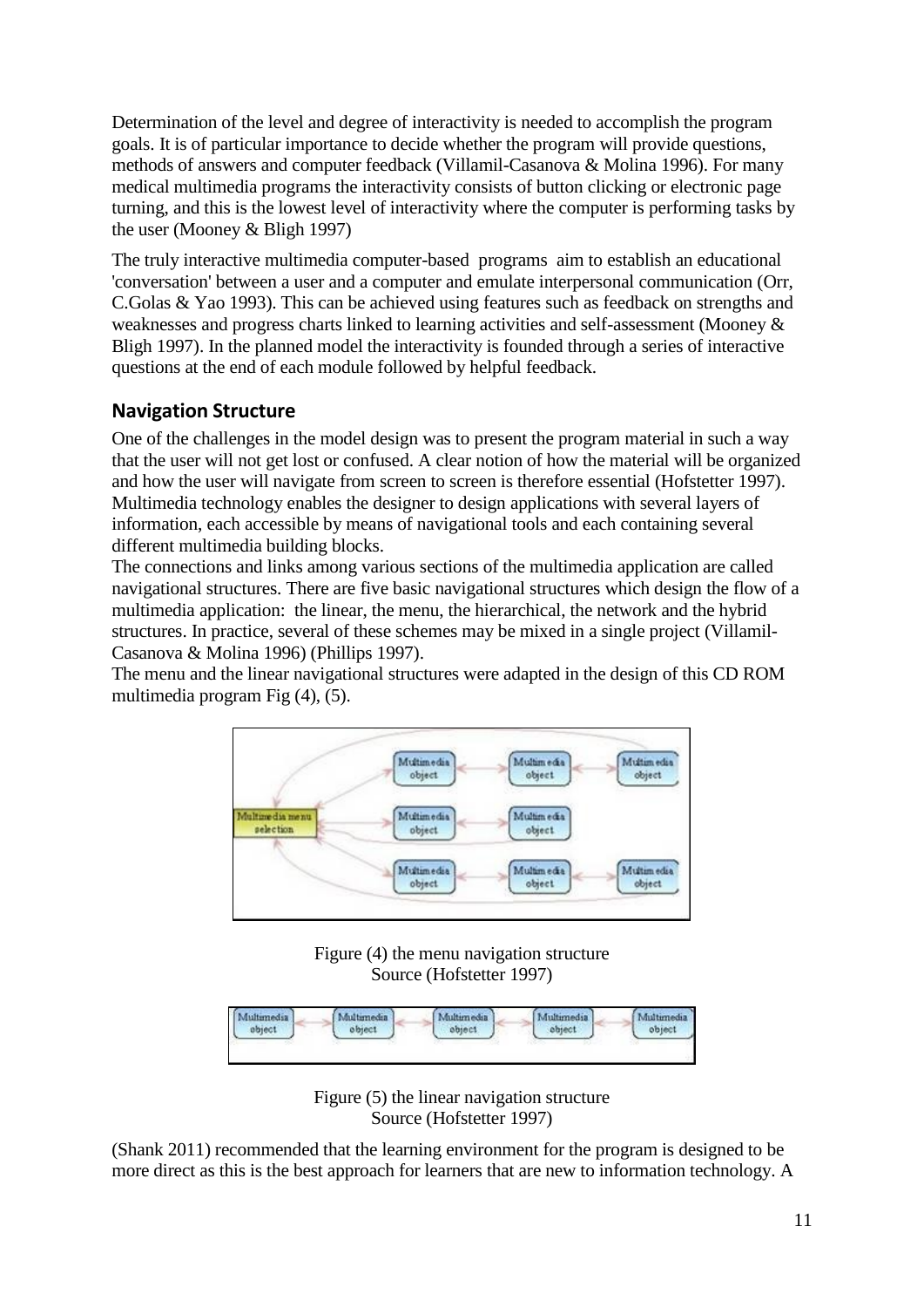Determination of the level and degree of interactivity is needed to accomplish the program goals. It is of particular importance to decide whether the program will provide questions, methods of answers and computer feedback (Villamil-Casanova & Molina 1996). For many medical multimedia programs the interactivity consists of button clicking or electronic page turning, and this is the lowest level of interactivity where the computer is performing tasks by the user (Mooney & Bligh 1997)

The truly interactive multimedia computer-based programs aim to establish an educational 'conversation' between a user and a computer and emulate interpersonal communication (Orr, C.Golas & Yao 1993). This can be achieved using features such as feedback on strengths and weaknesses and progress charts linked to learning activities and self-assessment (Mooney & Bligh 1997). In the planned model the interactivity is founded through a series of interactive questions at the end of each module followed by helpful feedback.

## Navigation Structure

One of the challenges in the model design was to present the program material in such a way that the user will not get lost or confused. A clear notion of how the material will be organized and how the user will navigate from screen to screen is therefore essential (Hofstetter 1997). Multimedia technology enables the designer to design applications with several layers of information, each accessible by means of navigational tools and each containing several different multimedia building blocks.

The connections and links among various sections of the multimedia application are called navigational structures. There are five basic navigational structures which design the flow of a multimedia application: the linear, the menu, the hierarchical, the network and the hybrid structures. In practice, several of these schemes may be mixed in a single project (Villamil-Casanova & Molina 1996) (Phillips 1997).

The menu and the linear navigational structures were adapted in the design of this CD ROM multimedia program Fig (4), (5).

Figure (4) the menu navigation structure
Source (Hofstetter 1997)

Figure (5) the linear navigation structure
Source (Hofstetter 1997)

(Shank 2011) recommended that the learning environment for the program is designed to be more direct as this is the best approach for learners that are new to information technology. A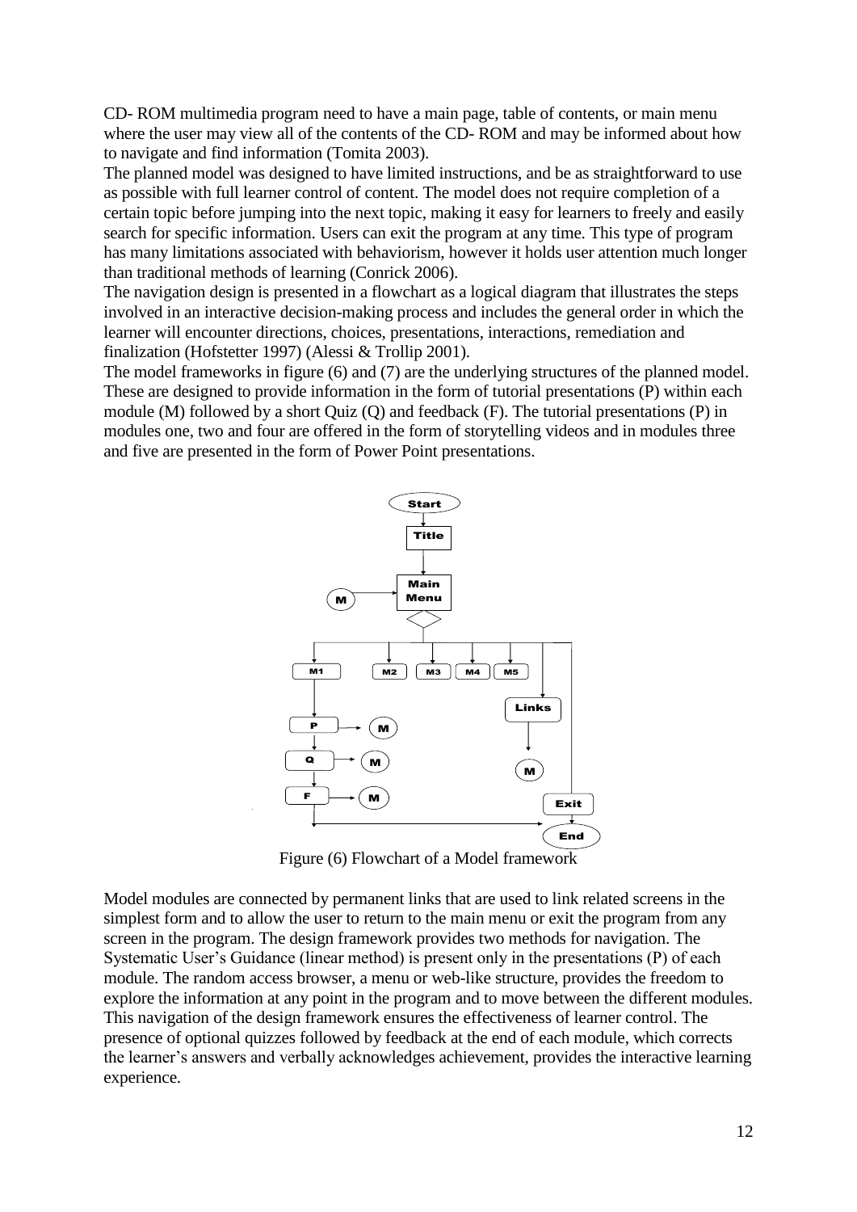CD- ROM multimedia program need to have a main page, table of contents, or main menu where the user may view all of the contents of the CD- ROM and may be informed about how to navigate and find information (Tomita 2003).

The planned model was designed to have limited instructions, and be as straightforward to use as possible with full learner control of content. The model does not require completion of a certain topic before jumping into the next topic, making it easy for learners to freely and easily search for specific information. Users can exit the program at any time. This type of program has many limitations associated with behaviorism, however it holds user attention much longer than traditional methods of learning (Conrick 2006).

The navigation design is presented in a flowchart as a logical diagram that illustrates the steps involved in an interactive decision-making process and includes the general order in which the learner will encounter directions, choices, presentations, interactions, remediation and finalization (Hofstetter 1997) (Alessi & Trollip 2001).

The model frameworks in figure (6) and (7) are the underlying structures of the planned model. These are designed to provide information in the form of tutorial presentations (P) within each module (M) followed by a short Quiz (Q) and feedback (F). The tutorial presentations (P) in modules one, two and four are offered in the form of storytelling videos and in modules three and five are presented in the form of Power Point presentations.

Figure (6) Flowchart of a Model framework

Model modules are connected by permanent links that are used to link related screens in the simplest form and to allow the user to return to the main menu or exit the program from any screen in the program. The design framework provides two methods for navigation. The Systematic User's Guidance (linear method) is present only in the presentations (P) of each module. The random access browser, a menu or web-like structure, provides the freedom to explore the information at any point in the program and to move between the different modules. This navigation of the design framework ensures the effectiveness of learner control. The presence of optional quizzes followed by feedback at the end of each module, which corrects the learner's answers and verbally acknowledges achievement, provides the interactive learning experience.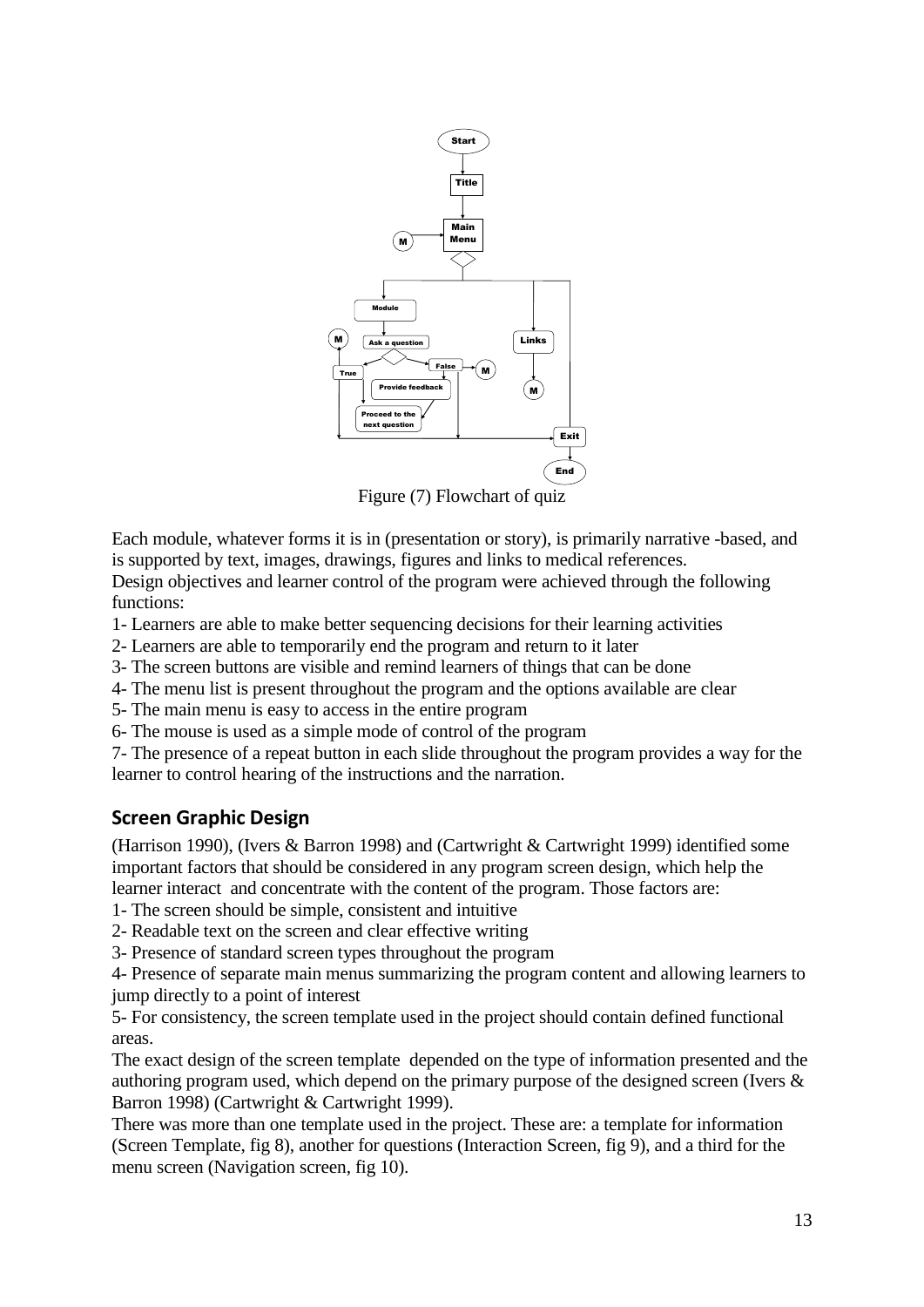Figure (7) Flowchart of quiz

Each module, whatever forms it is in (presentation or story), is primarily narrative -based, and is supported by text, images, drawings, figures and links to medical references.
Design objectives and learner control of the program were achieved through the following functions:

1- Learners are able to make better sequencing decisions for their learning activities
2- Learners are able to temporarily end the program and return to it later
3- The screen buttons are visible and remind learners of things that can be done
4- The menu list is present throughout the program and the options available are clear
5- The main menu is easy to access in the entire program
6- The mouse is used as a simple mode of control of the program
7- The presence of a repeat button in each slide throughout the program provides a way for the learner to control hearing of the instructions and the narration.

## Screen Graphic Design

(Harrison 1990), (Ivers & Barron 1998) and (Cartwright & Cartwright 1999) identified some important factors that should be considered in any program screen design, which help the learner interact and concentrate with the content of the program. Those factors are:

1- The screen should be simple, consistent and intuitive
2- Readable text on the screen and clear effective writing
3- Presence of standard screen types throughout the program
4- Presence of separate main menus summarizing the program content and allowing learners to jump directly to a point of interest
5- For consistency, the screen template used in the project should contain defined functional areas.

The exact design of the screen template depended on the type of information presented and the authoring program used, which depend on the primary purpose of the designed screen (Ivers & Barron 1998) (Cartwright & Cartwright 1999).
There was more than one template used in the project. These are: a template for information (Screen Template, fig 8), another for questions (Interaction Screen, fig 9), and a third for the menu screen (Navigation screen, fig 10).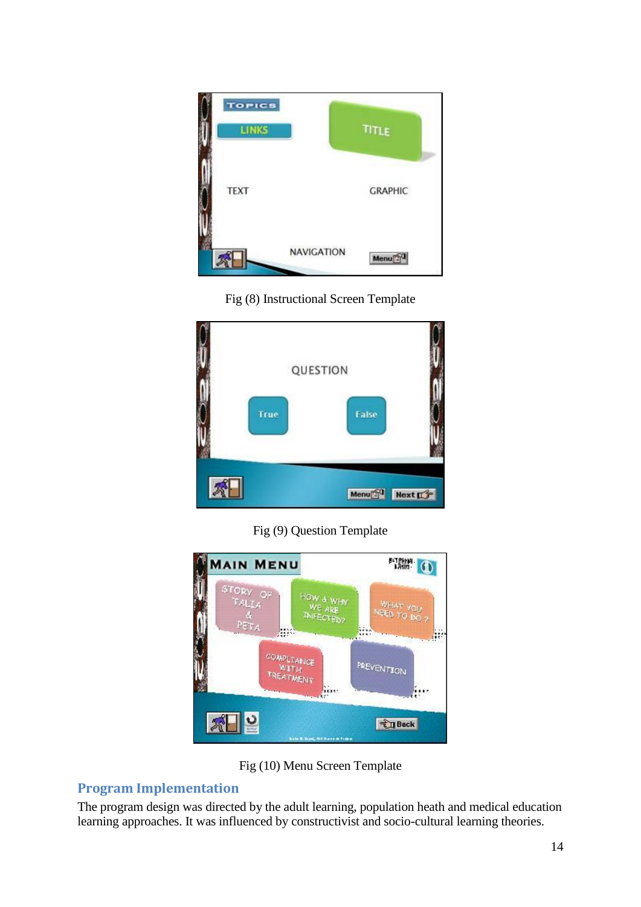Fig (8) Instructional Screen Template

Fig (9) Question Template

Fig (10) Menu Screen Template

## Program Implementation

The program design was directed by the adult learning, population heath and medical education learning approaches. It was influenced by constructivist and socio-cultural learning theories.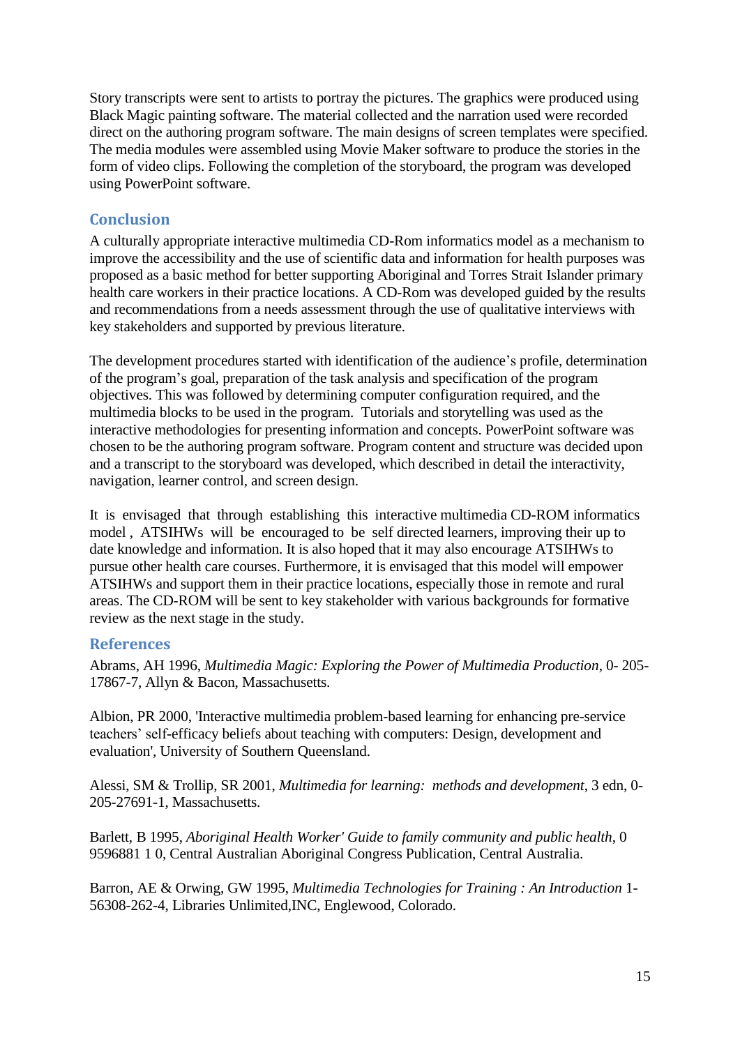Story transcripts were sent to artists to portray the pictures. The graphics were produced using Black Magic painting software. The material collected and the narration used were recorded direct on the authoring program software. The main designs of screen templates were specified. The media modules were assembled using Movie Maker software to produce the stories in the form of video clips. Following the completion of the storyboard, the program was developed using PowerPoint software.

## Conclusion

A culturally appropriate interactive multimedia CD-Rom informatics model as a mechanism to improve the accessibility and the use of scientific data and information for health purposes was proposed as a basic method for better supporting Aboriginal and Torres Strait Islander primary health care workers in their practice locations. A CD-Rom was developed guided by the results and recommendations from a needs assessment through the use of qualitative interviews with key stakeholders and supported by previous literature.

The development procedures started with identification of the audience's profile, determination of the program's goal, preparation of the task analysis and specification of the program objectives. This was followed by determining computer configuration required, and the multimedia blocks to be used in the program. Tutorials and storytelling was used as the interactive methodologies for presenting information and concepts. PowerPoint software was chosen to be the authoring program software. Program content and structure was decided upon and a transcript to the storyboard was developed, which described in detail the interactivity, navigation, learner control, and screen design.

It is envisaged that through establishing this interactive multimedia CD-ROM informatics model , ATSIHWs will be encouraged to be self directed learners, improving their up to date knowledge and information. It is also hoped that it may also encourage ATSIHWs to pursue other health care courses. Furthermore, it is envisaged that this model will empower ATSIHWs and support them in their practice locations, especially those in remote and rural areas. The CD-ROM will be sent to key stakeholder with various backgrounds for formative review as the next stage in the study.

## References

Abrams, AH 1996, *Multimedia Magic: Exploring the Power of Multimedia Production*, 0- 205-17867-7, Allyn & Bacon, Massachusetts.

Albion, PR 2000, 'Interactive multimedia problem-based learning for enhancing pre-service teachers' self-efficacy beliefs about teaching with computers: Design, development and evaluation', University of Southern Queensland.

Alessi, SM & Trollip, SR 2001, *Multimedia for learning: methods and development*, 3 edn, 0-205-27691-1, Massachusetts.

Barlett, B 1995, *Aboriginal Health Worker' Guide to family community and public health*, 0 9596881 1 0, Central Australian Aboriginal Congress Publication, Central Australia.

Barron, AE & Orwing, GW 1995, *Multimedia Technologies for Training : An Introduction* 1-56308-262-4, Libraries Unlimited,INC, Englewood, Colorado.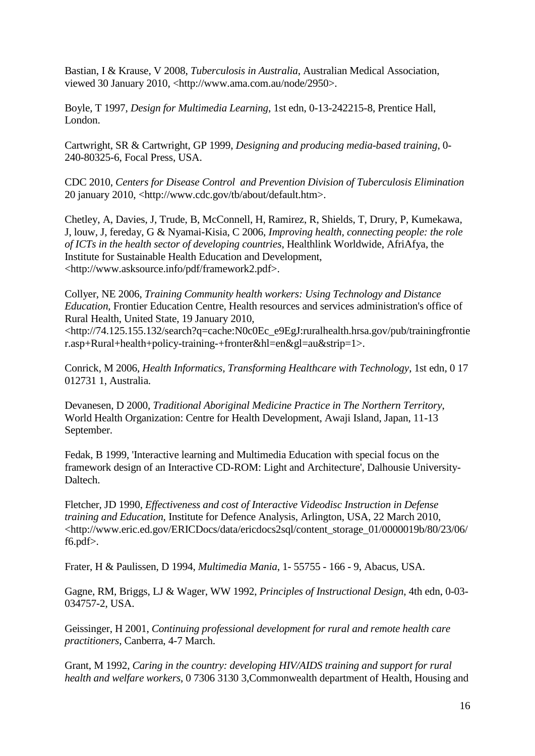Bastian, I & Krause, V 2008, *Tuberculosis in Australia*, Australian Medical Association, viewed 30 January 2010, <http://www.ama.com.au/node/2950>.

Boyle, T 1997, *Design for Multimedia Learning*, 1st edn, 0-13-242215-8, Prentice Hall, London.

Cartwright, SR & Cartwright, GP 1999, *Designing and producing media-based training*, 0-240-80325-6, Focal Press, USA.

CDC 2010, *Centers for Disease Control  and Prevention Division of Tuberculosis Elimination* 20 january 2010, <http://www.cdc.gov/tb/about/default.htm>.

Chetley, A, Davies, J, Trude, B, McConnell, H, Ramirez, R, Shields, T, Drury, P, Kumekawa, J, louw, J, fereday, G & Nyamai-Kisia, C 2006, *Improving health, connecting people: the role of ICTs in the health sector of developing countries*, Healthlink Worldwide, AfriAfya, the Institute for Sustainable Health Education and Development, <http://www.asksource.info/pdf/framework2.pdf>.

Collyer, NE 2006, *Training Community health workers: Using Technology and Distance Education*, Frontier Education Centre, Health resources and services administration's office of Rural Health, United State, 19 January 2010, <http://74.125.155.132/search?q=cache:N0c0Ec_e9EgJ:ruralhealth.hrsa.gov/pub/trainingfrontier.asp+Rural+health+policy-training-+fronter&hl=en&gl=au&strip=1>.

Conrick, M 2006, *Health Informatics, Transforming Healthcare with Technology*, 1st edn, 0 17 012731 1, Australia.

Devanesen, D 2000, *Traditional Aboriginal Medicine Practice in The Northern Territory*, World Health Organization: Centre for Health Development, Awaji Island, Japan, 11-13 September.

Fedak, B 1999, 'Interactive learning and Multimedia Education with special focus on the framework design of an Interactive CD-ROM: Light and Architecture', Dalhousie University-Daltech.

Fletcher, JD 1990, *Effectiveness and cost of Interactive Videodisc Instruction in Defense training and Education*, Institute for Defence Analysis, Arlington, USA, 22 March 2010, <http://www.eric.ed.gov/ERICDocs/data/ericdocs2sql/content_storage_01/0000019b/80/23/06/f6.pdf>.

Frater, H & Paulissen, D 1994, *Multimedia Mania*, 1- 55755 - 166 - 9, Abacus, USA.

Gagne, RM, Briggs, LJ & Wager, WW 1992, *Principles of Instructional Design*, 4th edn, 0-03-034757-2, USA.

Geissinger, H 2001, *Continuing professional development for rural and remote health care practitioners*, Canberra, 4-7 March.

Grant, M 1992, *Caring in the country: developing HIV/AIDS training and support for rural health and welfare workers*, 0 7306 3130 3,Commonwealth department of Health, Housing and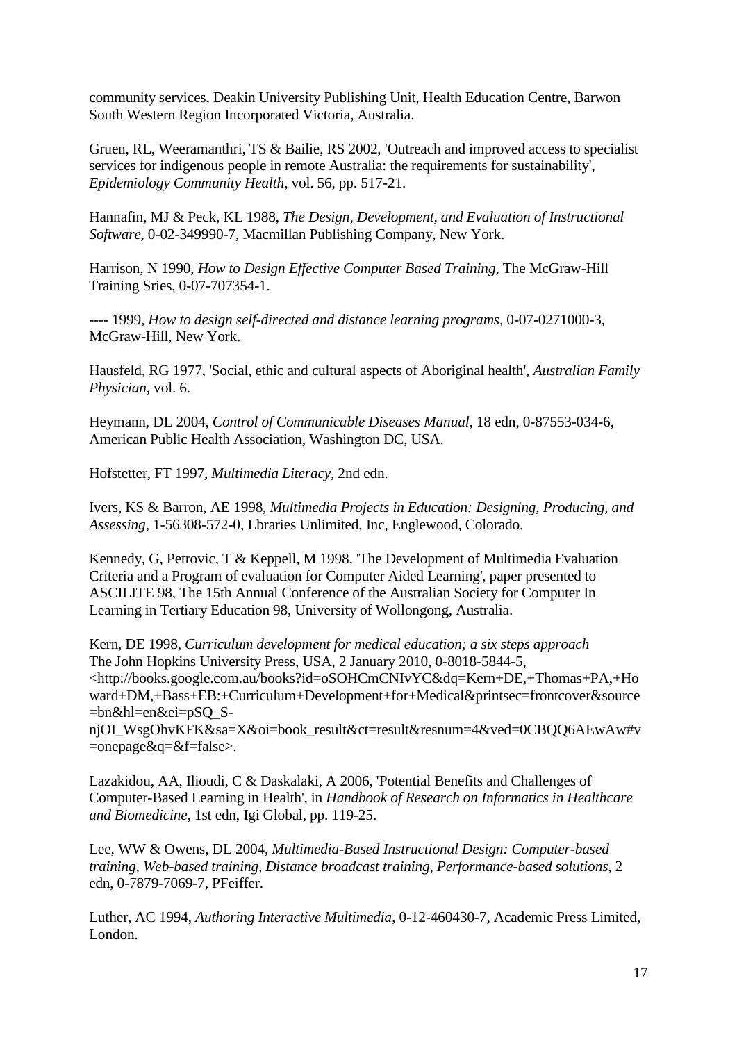community services, Deakin University Publishing Unit, Health Education Centre, Barwon South Western Region Incorporated Victoria, Australia.

Gruen, RL, Weeramanthri, TS & Bailie, RS 2002, 'Outreach and improved access to specialist services for indigenous people in remote Australia: the requirements for sustainability', *Epidemiology Community Health*, vol. 56, pp. 517-21.

Hannafin, MJ & Peck, KL 1988, *The Design, Development, and Evaluation of Instructional Software*, 0-02-349990-7, Macmillan Publishing Company, New York.

Harrison, N 1990, *How to Design Effective Computer Based Training*, The McGraw-Hill Training Sries, 0-07-707354-1.

---- 1999, *How to design self-directed and distance learning programs*, 0-07-0271000-3, McGraw-Hill, New York.

Hausfeld, RG 1977, 'Social, ethic and cultural aspects of Aboriginal health', *Australian Family Physician*, vol. 6.

Heymann, DL 2004, *Control of Communicable Diseases Manual*, 18 edn, 0-87553-034-6, American Public Health Association, Washington DC, USA.

Hofstetter, FT 1997, *Multimedia Literacy*, 2nd edn.

Ivers, KS & Barron, AE 1998, *Multimedia Projects in Education: Designing, Producing, and Assessing*, 1-56308-572-0, Lbraries Unlimited, Inc, Englewood, Colorado.

Kennedy, G, Petrovic, T & Keppell, M 1998, 'The Development of Multimedia Evaluation Criteria and a Program of evaluation for Computer Aided Learning', paper presented to ASCILITE 98, The 15th Annual Conference of the Australian Society for Computer In Learning in Tertiary Education 98, University of Wollongong, Australia.

Kern, DE 1998, *Curriculum development for medical education; a six steps approach* The John Hopkins University Press, USA, 2 January 2010, 0-8018-5844-5, <http://books.google.com.au/books?id=oSOHCmCNIvYC&dq=Kern+DE,+Thomas+PA,+Howard+DM,+Bass+EB:+Curriculum+Development+for+Medical&printsec=frontcover&source=bn&hl=en&ei=pSQ_S-njOI_WsgOhvKFK&sa=X&oi=book_result&ct=result&resnum=4&ved=0CBQQ6AEwAw#v=onepage&q=&f=false>.

Lazakidou, AA, Ilioudi, C & Daskalaki, A 2006, 'Potential Benefits and Challenges of Computer-Based Learning in Health', in *Handbook of Research on Informatics in Healthcare and Biomedicine*, 1st edn, Igi Global, pp. 119-25.

Lee, WW & Owens, DL 2004, *Multimedia-Based Instructional Design: Computer-based training, Web-based training, Distance broadcast training, Performance-based solutions*, 2 edn, 0-7879-7069-7, PFeiffer.

Luther, AC 1994, *Authoring Interactive Multimedia*, 0-12-460430-7, Academic Press Limited, London.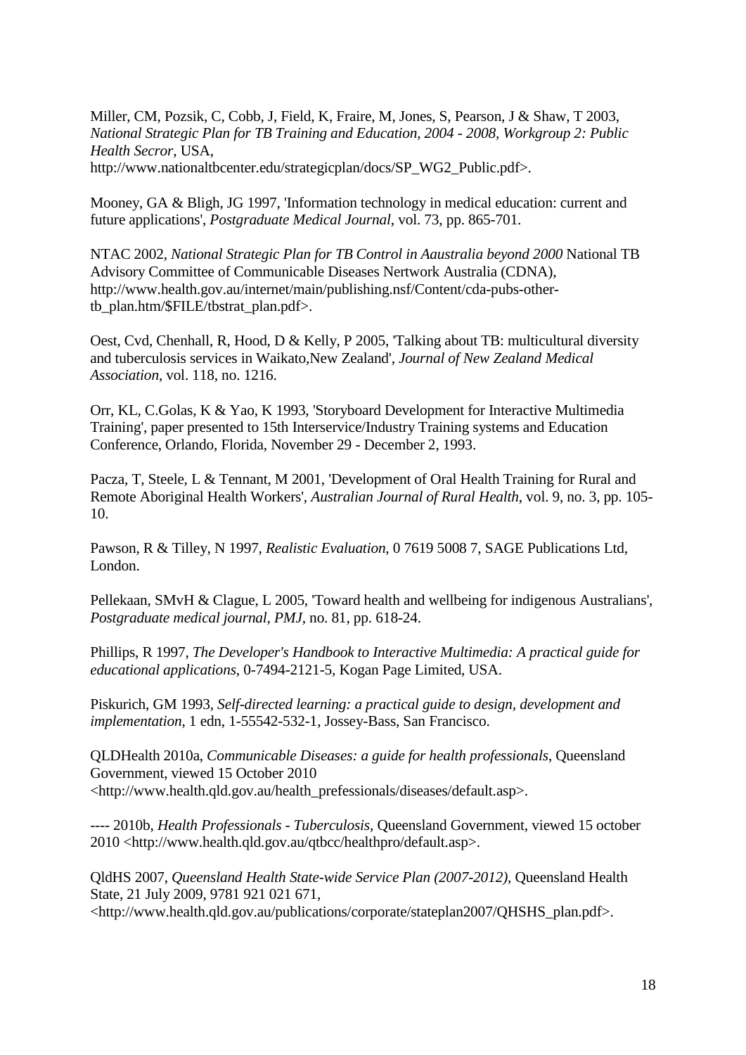Miller, CM, Pozsik, C, Cobb, J, Field, K, Fraire, M, Jones, S, Pearson, J & Shaw, T 2003, *National Strategic Plan for TB Training and Education, 2004 - 2008, Workgroup 2: Public Health Secror*, USA, http://www.nationaltbcenter.edu/strategicplan/docs/SP_WG2_Public.pdf>.

Mooney, GA & Bligh, JG 1997, 'Information technology in medical education: current and future applications', *Postgraduate Medical Journal*, vol. 73, pp. 865-701.

NTAC 2002, *National Strategic Plan for TB Control in Aaustralia beyond 2000* National TB Advisory Committee of Communicable Diseases Nertwork Australia (CDNA), http://www.health.gov.au/internet/main/publishing.nsf/Content/cda-pubs-other-tb_plan.htm/$FILE/tbstrat_plan.pdf>.

Oest, Cvd, Chenhall, R, Hood, D & Kelly, P 2005, 'Talking about TB: multicultural diversity and tuberculosis services in Waikato,New Zealand', *Journal of New Zealand Medical Association*, vol. 118, no. 1216.

Orr, KL, C.Golas, K & Yao, K 1993, 'Storyboard Development for Interactive Multimedia Training', paper presented to 15th Interservice/Industry Training systems and Education Conference, Orlando, Florida, November 29 - December 2, 1993.

Pacza, T, Steele, L & Tennant, M 2001, 'Development of Oral Health Training for Rural and Remote Aboriginal Health Workers', *Australian Journal of Rural Health*, vol. 9, no. 3, pp. 105-10.

Pawson, R & Tilley, N 1997, *Realistic Evaluation*, 0 7619 5008 7, SAGE Publications Ltd, London.

Pellekaan, SMvH & Clague, L 2005, 'Toward health and wellbeing for indigenous Australians', *Postgraduate medical journal, PMJ*, no. 81, pp. 618-24.

Phillips, R 1997, *The Developer's Handbook to Interactive Multimedia: A practical guide for educational applications*, 0-7494-2121-5, Kogan Page Limited, USA.

Piskurich, GM 1993, *Self-directed learning: a practical guide to design, development and implementation*, 1 edn, 1-55542-532-1, Jossey-Bass, San Francisco.

QLDHealth 2010a, *Communicable Diseases: a guide for health professionals*, Queensland Government, viewed 15 October 2010 <http://www.health.qld.gov.au/health_prefessionals/diseases/default.asp>.

---- 2010b, *Health Professionals - Tuberculosis*, Queensland Government, viewed 15 october 2010 <http://www.health.qld.gov.au/qtbcc/healthpro/default.asp>.

QldHS 2007, *Queensland Health State-wide Service Plan (2007-2012)*, Queensland Health State, 21 July 2009, 9781 921 021 671, <http://www.health.qld.gov.au/publications/corporate/stateplan2007/QHSHS_plan.pdf>.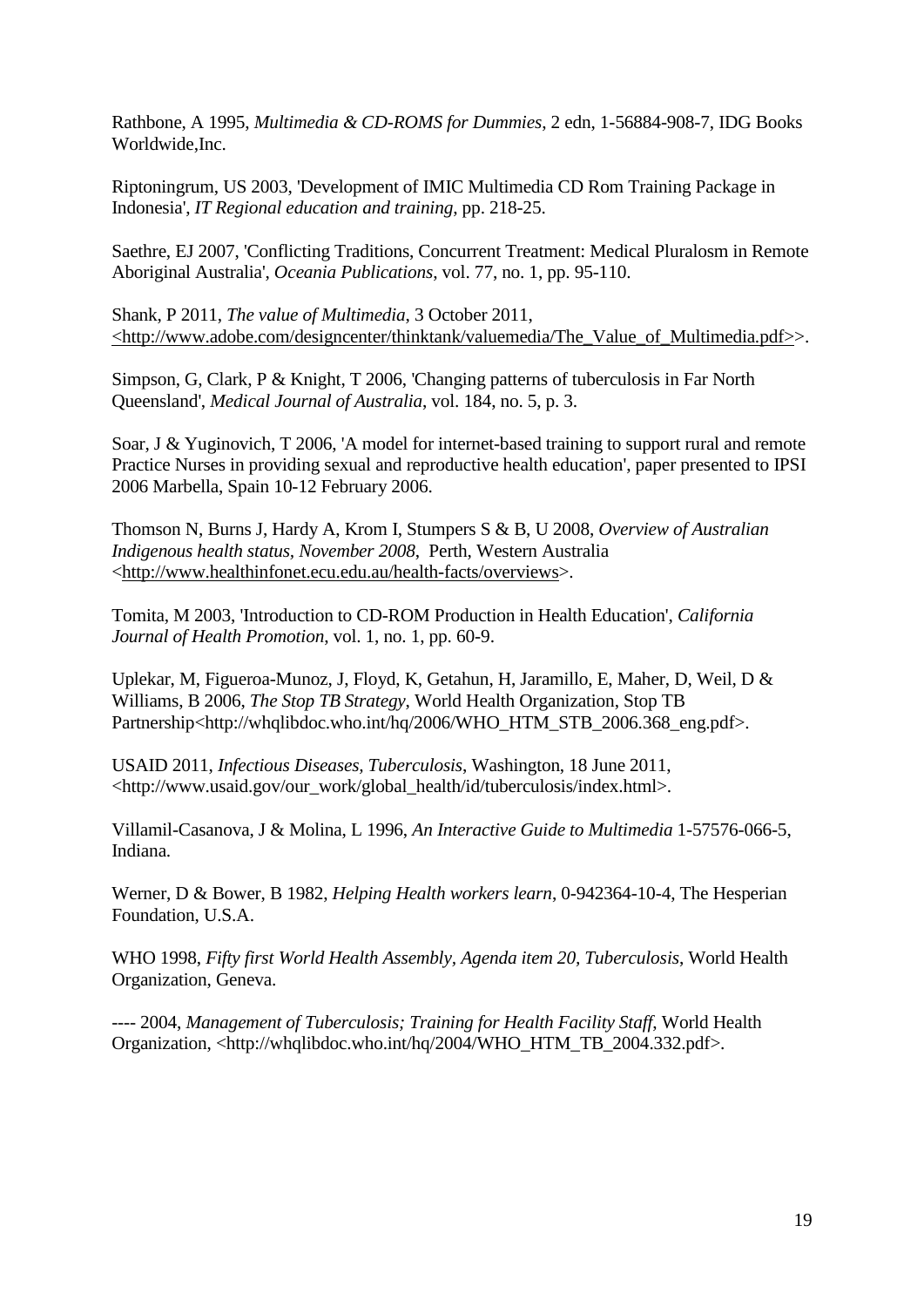Rathbone, A 1995, *Multimedia & CD-ROMS for Dummies*, 2 edn, 1-56884-908-7, IDG Books Worldwide,Inc.

Riptoningrum, US 2003, 'Development of IMIC Multimedia CD Rom Training Package in Indonesia', *IT Regional education and training*, pp. 218-25.

Saethre, EJ 2007, 'Conflicting Traditions, Concurrent Treatment: Medical Pluralosm in Remote Aboriginal Australia', *Oceania Publications*, vol. 77, no. 1, pp. 95-110.

Shank, P 2011, *The value of Multimedia*, 3 October 2011, <http://www.adobe.com/designcenter/thinktank/valuemedia/The_Value_of_Multimedia.pdf>>.

Simpson, G, Clark, P & Knight, T 2006, 'Changing patterns of tuberculosis in Far North Queensland', *Medical Journal of Australia*, vol. 184, no. 5, p. 3.

Soar, J & Yuginovich, T 2006, 'A model for internet-based training to support rural and remote Practice Nurses in providing sexual and reproductive health education', paper presented to IPSI 2006 Marbella, Spain 10-12 February 2006.

Thomson N, Burns J, Hardy A, Krom I, Stumpers S & B, U 2008, *Overview of Australian Indigenous health status, November 2008*, Perth, Western Australia <http://www.healthinfonet.ecu.edu.au/health-facts/overviews>.

Tomita, M 2003, 'Introduction to CD-ROM Production in Health Education', *California Journal of Health Promotion*, vol. 1, no. 1, pp. 60-9.

Uplekar, M, Figueroa-Munoz, J, Floyd, K, Getahun, H, Jaramillo, E, Maher, D, Weil, D & Williams, B 2006, *The Stop TB Strategy*, World Health Organization, Stop TB Partnership<http://whqlibdoc.who.int/hq/2006/WHO_HTM_STB_2006.368_eng.pdf>.

USAID 2011, *Infectious Diseases, Tuberculosis*, Washington, 18 June 2011, <http://www.usaid.gov/our_work/global_health/id/tuberculosis/index.html>.

Villamil-Casanova, J & Molina, L 1996, *An Interactive Guide to Multimedia* 1-57576-066-5, Indiana.

Werner, D & Bower, B 1982, *Helping Health workers learn*, 0-942364-10-4, The Hesperian Foundation, U.S.A.

WHO 1998, *Fifty first World Health Assembly, Agenda item 20, Tuberculosis*, World Health Organization, Geneva.

---- 2004, *Management of Tuberculosis; Training for Health Facility Staff*, World Health Organization, <http://whqlibdoc.who.int/hq/2004/WHO_HTM_TB_2004.332.pdf>.